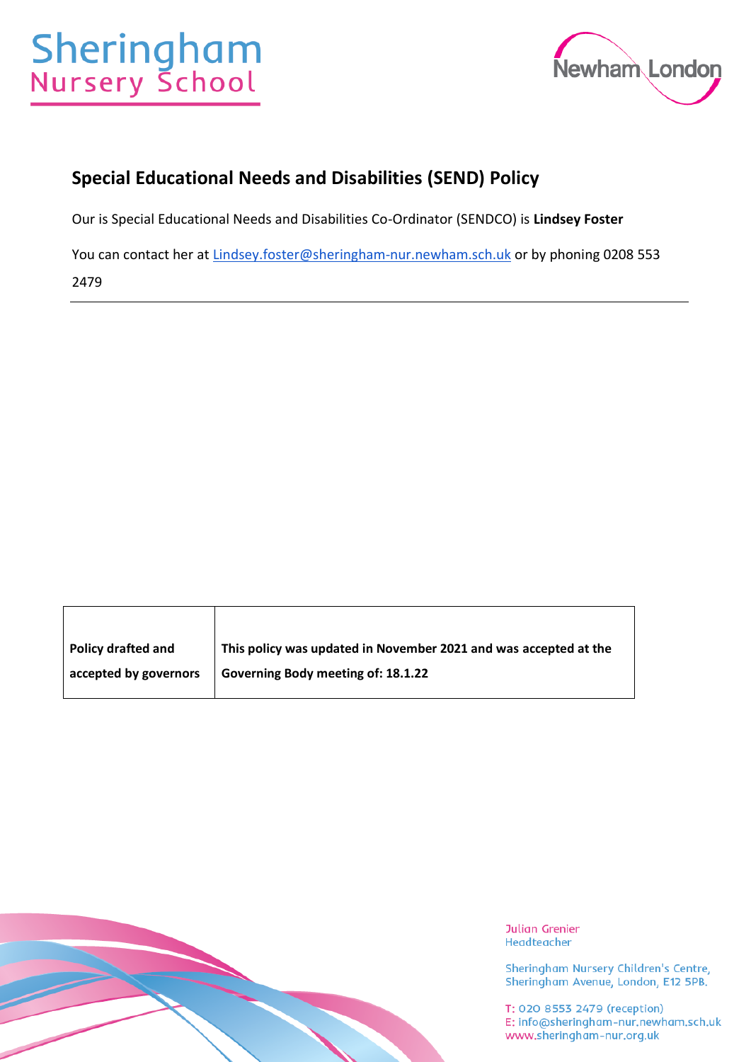Sheringham
Nursery School

Newham London

## Special Educational Needs and Disabilities (SEND) Policy

Our is Special Educational Needs and Disabilities Co-Ordinator (SENDCO) is **Lindsey Foster**

You can contact her at Lindsey.foster@sheringham-nur.newham.sch.uk or by phoning 0208 553 2479

---

| **Policy drafted and accepted by governors** | **This policy was updated in November 2021 and was accepted at the Governing Body meeting of: 18.1.22** |
|---|---|

Julian Grenier
Headteacher

Sheringham Nursery Children's Centre,
Sheringham Avenue, London, E12 5PB.

T: 020 8553 2479 (reception)
E: info@sheringham-nur.newham.sch.uk
www.sheringham-nur.org.uk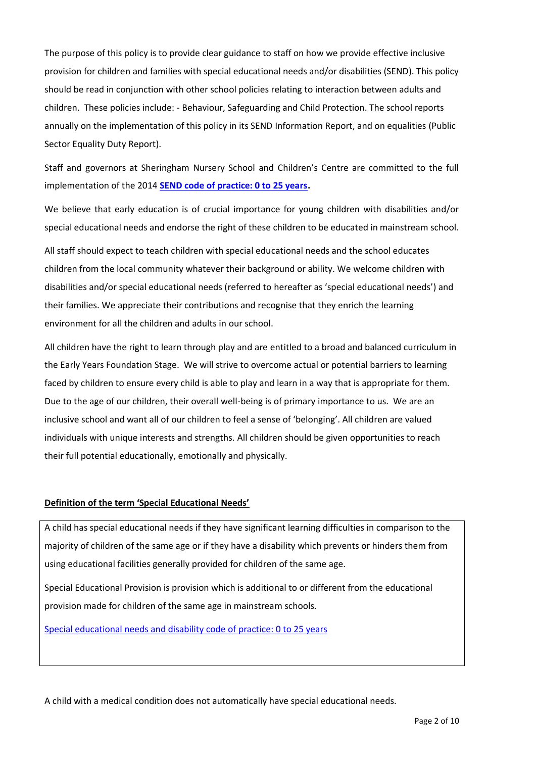The purpose of this policy is to provide clear guidance to staff on how we provide effective inclusive provision for children and families with special educational needs and/or disabilities (SEND). This policy should be read in conjunction with other school policies relating to interaction between adults and children. These policies include: - Behaviour, Safeguarding and Child Protection. The school reports annually on the implementation of this policy in its SEND Information Report, and on equalities (Public Sector Equality Duty Report).

Staff and governors at Sheringham Nursery School and Children's Centre are committed to the full implementation of the 2014 **SEND code of practice: 0 to 25 years.**

We believe that early education is of crucial importance for young children with disabilities and/or special educational needs and endorse the right of these children to be educated in mainstream school.

All staff should expect to teach children with special educational needs and the school educates children from the local community whatever their background or ability. We welcome children with disabilities and/or special educational needs (referred to hereafter as 'special educational needs') and their families. We appreciate their contributions and recognise that they enrich the learning environment for all the children and adults in our school.

All children have the right to learn through play and are entitled to a broad and balanced curriculum in the Early Years Foundation Stage. We will strive to overcome actual or potential barriers to learning faced by children to ensure every child is able to play and learn in a way that is appropriate for them. Due to the age of our children, their overall well-being is of primary importance to us. We are an inclusive school and want all of our children to feel a sense of 'belonging'. All children are valued individuals with unique interests and strengths. All children should be given opportunities to reach their full potential educationally, emotionally and physically.

**Definition of the term 'Special Educational Needs'**

A child has special educational needs if they have significant learning difficulties in comparison to the majority of children of the same age or if they have a disability which prevents or hinders them from using educational facilities generally provided for children of the same age.

Special Educational Provision is provision which is additional to or different from the educational provision made for children of the same age in mainstream schools.

Special educational needs and disability code of practice: 0 to 25 years

A child with a medical condition does not automatically have special educational needs.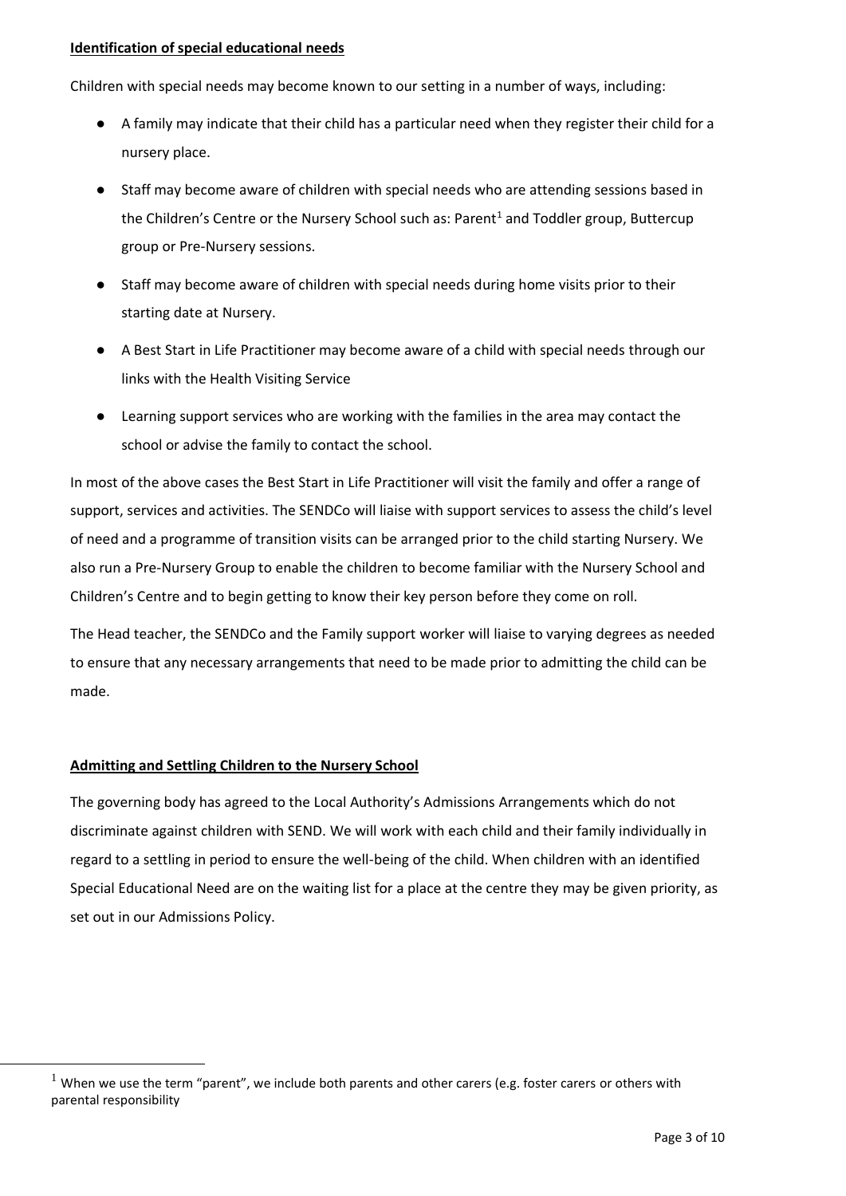**Identification of special educational needs**

Children with special needs may become known to our setting in a number of ways, including:

- A family may indicate that their child has a particular need when they register their child for a nursery place.
- Staff may become aware of children with special needs who are attending sessions based in the Children's Centre or the Nursery School such as: Parent[1] and Toddler group, Buttercup group or Pre-Nursery sessions.
- Staff may become aware of children with special needs during home visits prior to their starting date at Nursery.
- A Best Start in Life Practitioner may become aware of a child with special needs through our links with the Health Visiting Service
- Learning support services who are working with the families in the area may contact the school or advise the family to contact the school.

In most of the above cases the Best Start in Life Practitioner will visit the family and offer a range of support, services and activities. The SENDCo will liaise with support services to assess the child's level of need and a programme of transition visits can be arranged prior to the child starting Nursery. We also run a Pre-Nursery Group to enable the children to become familiar with the Nursery School and Children's Centre and to begin getting to know their key person before they come on roll.

The Head teacher, the SENDCo and the Family support worker will liaise to varying degrees as needed to ensure that any necessary arrangements that need to be made prior to admitting the child can be made.

**Admitting and Settling Children to the Nursery School**

The governing body has agreed to the Local Authority's Admissions Arrangements which do not discriminate against children with SEND. We will work with each child and their family individually in regard to a settling in period to ensure the well-being of the child. When children with an identified Special Educational Need are on the waiting list for a place at the centre they may be given priority, as set out in our Admissions Policy.

[1] When we use the term "parent", we include both parents and other carers (e.g. foster carers or others with parental responsibility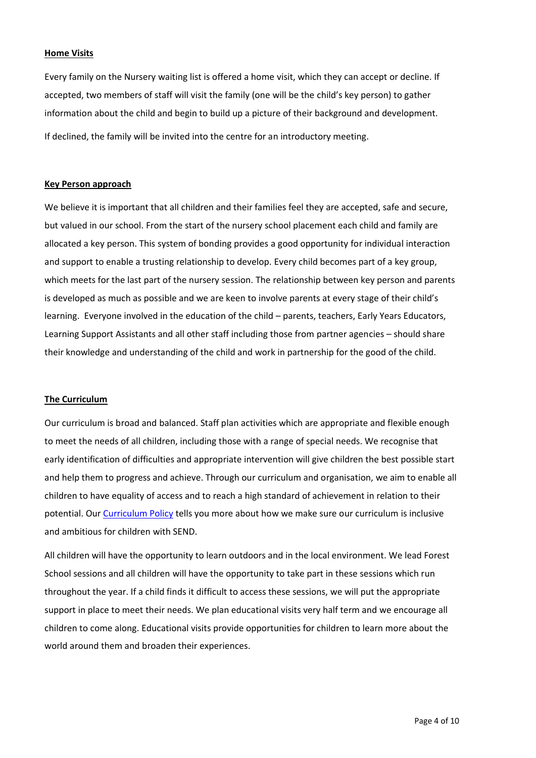**Home Visits**

Every family on the Nursery waiting list is offered a home visit, which they can accept or decline. If accepted, two members of staff will visit the family (one will be the child's key person) to gather information about the child and begin to build up a picture of their background and development.

If declined, the family will be invited into the centre for an introductory meeting.

**Key Person approach**

We believe it is important that all children and their families feel they are accepted, safe and secure, but valued in our school. From the start of the nursery school placement each child and family are allocated a key person. This system of bonding provides a good opportunity for individual interaction and support to enable a trusting relationship to develop. Every child becomes part of a key group, which meets for the last part of the nursery session. The relationship between key person and parents is developed as much as possible and we are keen to involve parents at every stage of their child's learning. Everyone involved in the education of the child – parents, teachers, Early Years Educators, Learning Support Assistants and all other staff including those from partner agencies – should share their knowledge and understanding of the child and work in partnership for the good of the child.

**The Curriculum**

Our curriculum is broad and balanced. Staff plan activities which are appropriate and flexible enough to meet the needs of all children, including those with a range of special needs. We recognise that early identification of difficulties and appropriate intervention will give children the best possible start and help them to progress and achieve. Through our curriculum and organisation, we aim to enable all children to have equality of access and to reach a high standard of achievement in relation to their potential. Our Curriculum Policy tells you more about how we make sure our curriculum is inclusive and ambitious for children with SEND.

All children will have the opportunity to learn outdoors and in the local environment. We lead Forest School sessions and all children will have the opportunity to take part in these sessions which run throughout the year. If a child finds it difficult to access these sessions, we will put the appropriate support in place to meet their needs. We plan educational visits very half term and we encourage all children to come along. Educational visits provide opportunities for children to learn more about the world around them and broaden their experiences.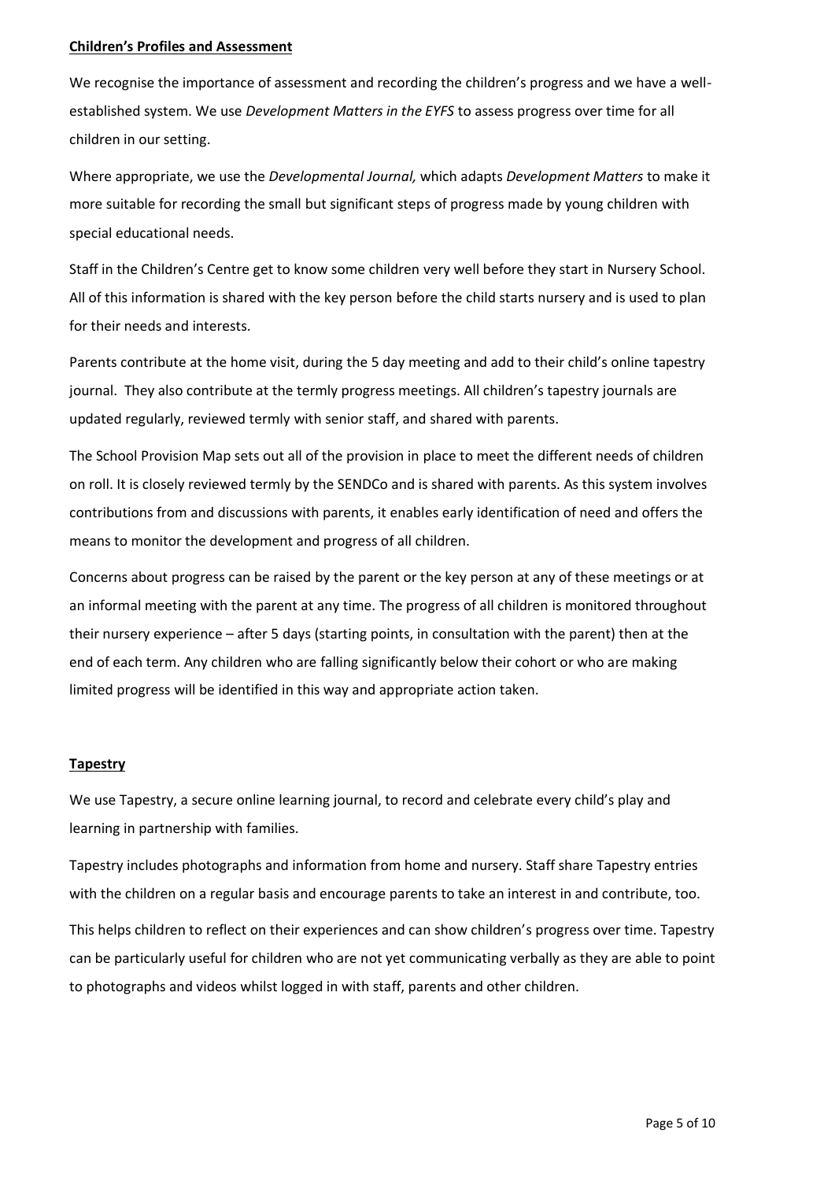**Children's Profiles and Assessment**

We recognise the importance of assessment and recording the children's progress and we have a well-established system. We use *Development Matters in the EYFS* to assess progress over time for all children in our setting.

Where appropriate, we use the *Developmental Journal,* which adapts *Development Matters* to make it more suitable for recording the small but significant steps of progress made by young children with special educational needs.

Staff in the Children's Centre get to know some children very well before they start in Nursery School. All of this information is shared with the key person before the child starts nursery and is used to plan for their needs and interests.

Parents contribute at the home visit, during the 5 day meeting and add to their child's online tapestry journal. They also contribute at the termly progress meetings. All children's tapestry journals are updated regularly, reviewed termly with senior staff, and shared with parents.

The School Provision Map sets out all of the provision in place to meet the different needs of children on roll. It is closely reviewed termly by the SENDCo and is shared with parents. As this system involves contributions from and discussions with parents, it enables early identification of need and offers the means to monitor the development and progress of all children.

Concerns about progress can be raised by the parent or the key person at any of these meetings or at an informal meeting with the parent at any time. The progress of all children is monitored throughout their nursery experience – after 5 days (starting points, in consultation with the parent) then at the end of each term. Any children who are falling significantly below their cohort or who are making limited progress will be identified in this way and appropriate action taken.

**Tapestry**

We use Tapestry, a secure online learning journal, to record and celebrate every child's play and learning in partnership with families.

Tapestry includes photographs and information from home and nursery. Staff share Tapestry entries with the children on a regular basis and encourage parents to take an interest in and contribute, too.

This helps children to reflect on their experiences and can show children's progress over time. Tapestry can be particularly useful for children who are not yet communicating verbally as they are able to point to photographs and videos whilst logged in with staff, parents and other children.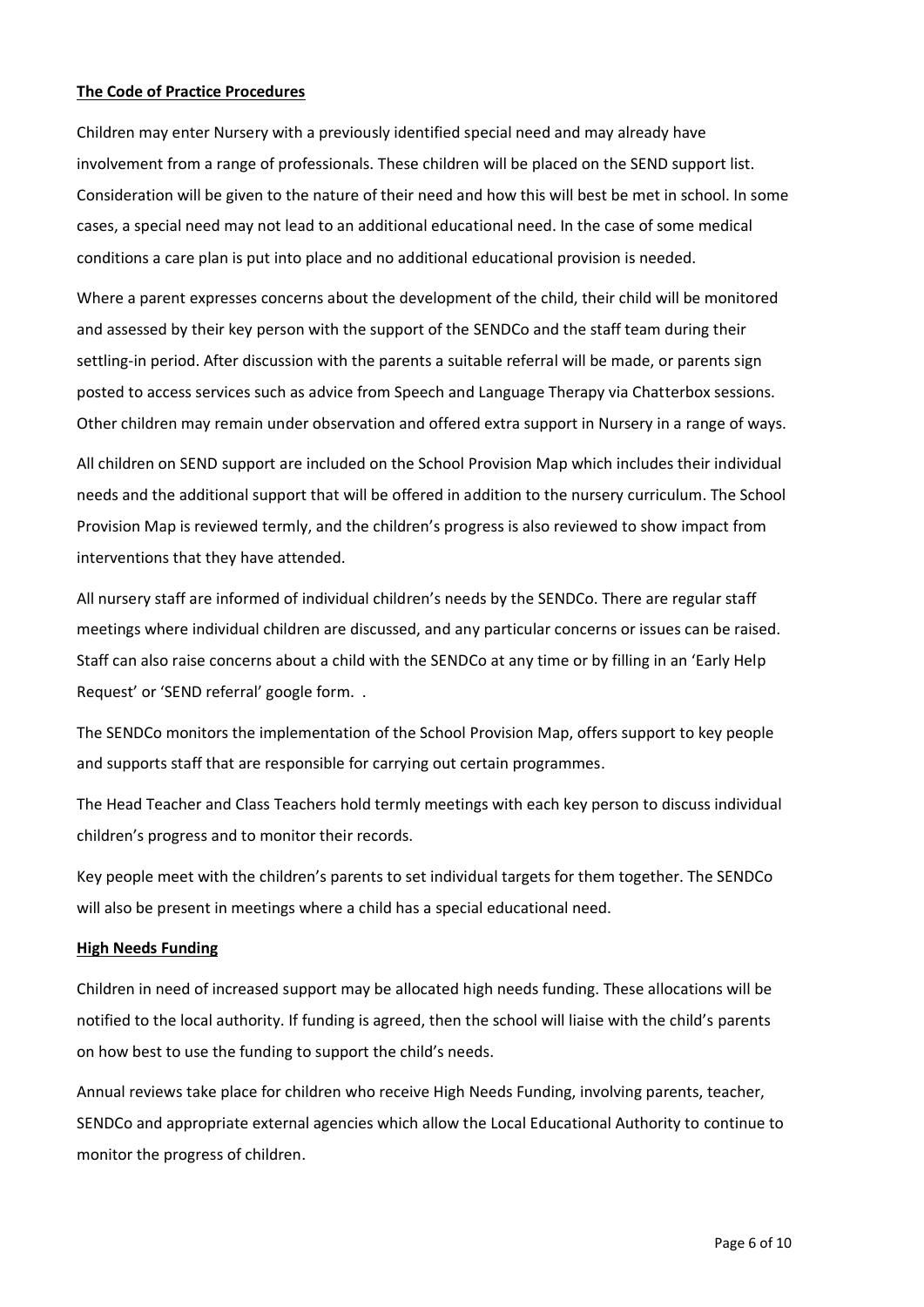**The Code of Practice Procedures**

Children may enter Nursery with a previously identified special need and may already have involvement from a range of professionals. These children will be placed on the SEND support list. Consideration will be given to the nature of their need and how this will best be met in school. In some cases, a special need may not lead to an additional educational need. In the case of some medical conditions a care plan is put into place and no additional educational provision is needed.

Where a parent expresses concerns about the development of the child, their child will be monitored and assessed by their key person with the support of the SENDCo and the staff team during their settling-in period. After discussion with the parents a suitable referral will be made, or parents sign posted to access services such as advice from Speech and Language Therapy via Chatterbox sessions. Other children may remain under observation and offered extra support in Nursery in a range of ways.

All children on SEND support are included on the School Provision Map which includes their individual needs and the additional support that will be offered in addition to the nursery curriculum. The School Provision Map is reviewed termly, and the children's progress is also reviewed to show impact from interventions that they have attended.

All nursery staff are informed of individual children's needs by the SENDCo. There are regular staff meetings where individual children are discussed, and any particular concerns or issues can be raised. Staff can also raise concerns about a child with the SENDCo at any time or by filling in an 'Early Help Request' or 'SEND referral' google form. .

The SENDCo monitors the implementation of the School Provision Map, offers support to key people and supports staff that are responsible for carrying out certain programmes.

The Head Teacher and Class Teachers hold termly meetings with each key person to discuss individual children's progress and to monitor their records.

Key people meet with the children's parents to set individual targets for them together. The SENDCo will also be present in meetings where a child has a special educational need.

**High Needs Funding**

Children in need of increased support may be allocated high needs funding. These allocations will be notified to the local authority. If funding is agreed, then the school will liaise with the child's parents on how best to use the funding to support the child's needs.

Annual reviews take place for children who receive High Needs Funding, involving parents, teacher, SENDCo and appropriate external agencies which allow the Local Educational Authority to continue to monitor the progress of children.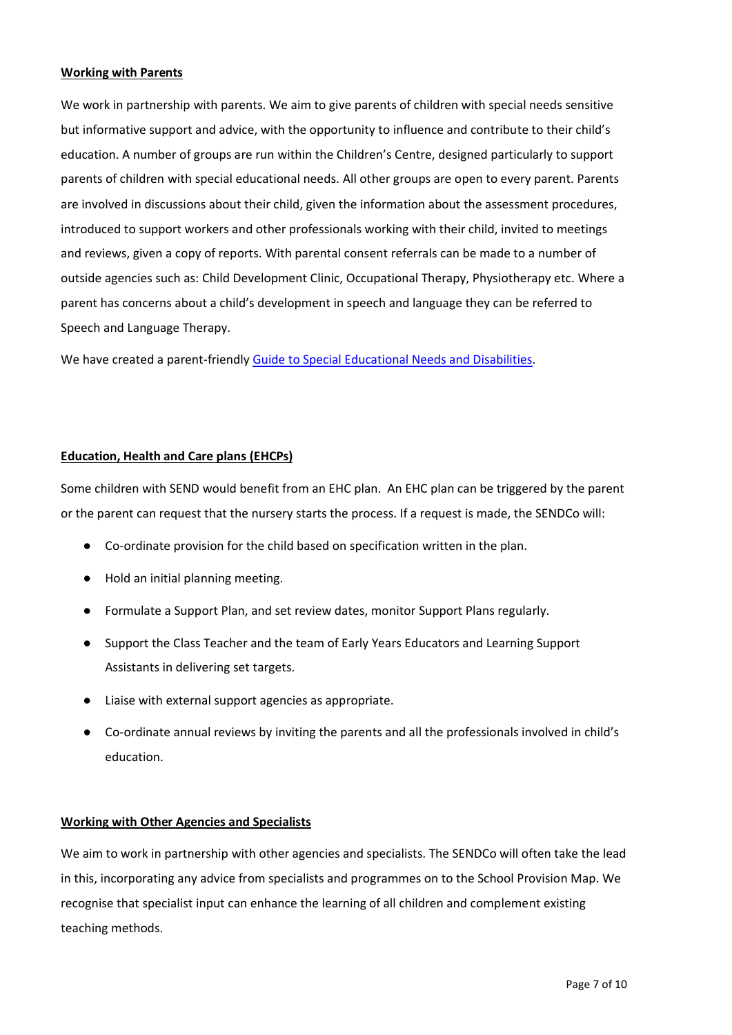**Working with Parents**

We work in partnership with parents. We aim to give parents of children with special needs sensitive but informative support and advice, with the opportunity to influence and contribute to their child's education. A number of groups are run within the Children's Centre, designed particularly to support parents of children with special educational needs. All other groups are open to every parent. Parents are involved in discussions about their child, given the information about the assessment procedures, introduced to support workers and other professionals working with their child, invited to meetings and reviews, given a copy of reports. With parental consent referrals can be made to a number of outside agencies such as: Child Development Clinic, Occupational Therapy, Physiotherapy etc. Where a parent has concerns about a child's development in speech and language they can be referred to Speech and Language Therapy.

We have created a parent-friendly Guide to Special Educational Needs and Disabilities.

**Education, Health and Care plans (EHCPs)**

Some children with SEND would benefit from an EHC plan. An EHC plan can be triggered by the parent or the parent can request that the nursery starts the process. If a request is made, the SENDCo will:

- Co-ordinate provision for the child based on specification written in the plan.
- Hold an initial planning meeting.
- Formulate a Support Plan, and set review dates, monitor Support Plans regularly.
- Support the Class Teacher and the team of Early Years Educators and Learning Support Assistants in delivering set targets.
- Liaise with external support agencies as appropriate.
- Co-ordinate annual reviews by inviting the parents and all the professionals involved in child's education.

**Working with Other Agencies and Specialists**

We aim to work in partnership with other agencies and specialists. The SENDCo will often take the lead in this, incorporating any advice from specialists and programmes on to the School Provision Map. We recognise that specialist input can enhance the learning of all children and complement existing teaching methods.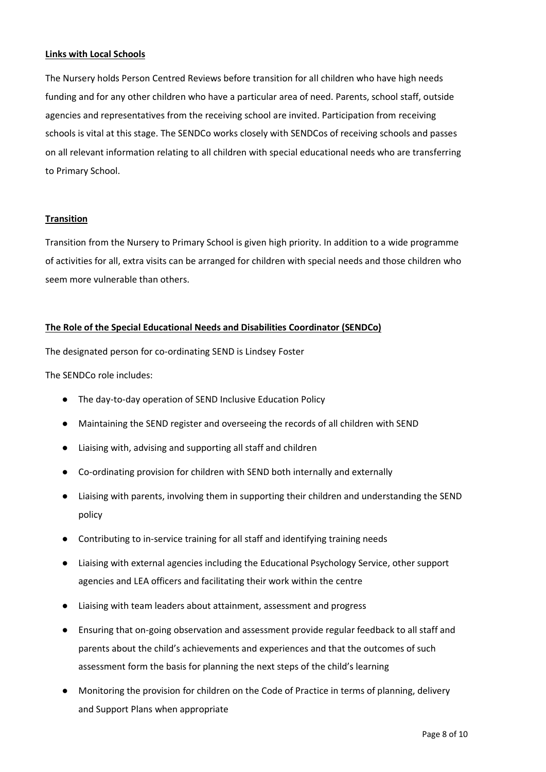## Links with Local Schools

The Nursery holds Person Centred Reviews before transition for all children who have high needs funding and for any other children who have a particular area of need. Parents, school staff, outside agencies and representatives from the receiving school are invited. Participation from receiving schools is vital at this stage. The SENDCo works closely with SENDCos of receiving schools and passes on all relevant information relating to all children with special educational needs who are transferring to Primary School.

## Transition

Transition from the Nursery to Primary School is given high priority. In addition to a wide programme of activities for all, extra visits can be arranged for children with special needs and those children who seem more vulnerable than others.

## The Role of the Special Educational Needs and Disabilities Coordinator (SENDCo)

The designated person for co-ordinating SEND is Lindsey Foster

The SENDCo role includes:

- The day-to-day operation of SEND Inclusive Education Policy
- Maintaining the SEND register and overseeing the records of all children with SEND
- Liaising with, advising and supporting all staff and children
- Co-ordinating provision for children with SEND both internally and externally
- Liaising with parents, involving them in supporting their children and understanding the SEND policy
- Contributing to in-service training for all staff and identifying training needs
- Liaising with external agencies including the Educational Psychology Service, other support agencies and LEA officers and facilitating their work within the centre
- Liaising with team leaders about attainment, assessment and progress
- Ensuring that on-going observation and assessment provide regular feedback to all staff and parents about the child's achievements and experiences and that the outcomes of such assessment form the basis for planning the next steps of the child's learning
- Monitoring the provision for children on the Code of Practice in terms of planning, delivery and Support Plans when appropriate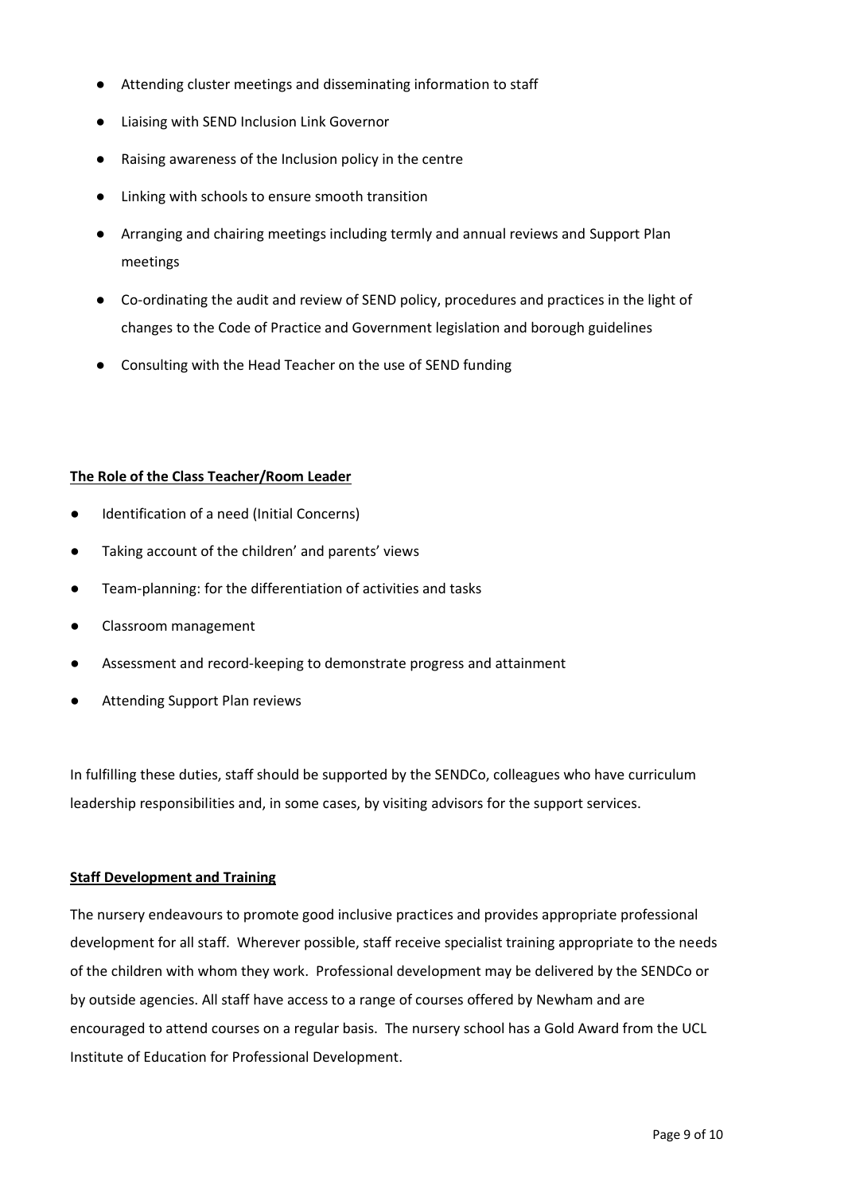- Attending cluster meetings and disseminating information to staff
- Liaising with SEND Inclusion Link Governor
- Raising awareness of the Inclusion policy in the centre
- Linking with schools to ensure smooth transition
- Arranging and chairing meetings including termly and annual reviews and Support Plan meetings
- Co-ordinating the audit and review of SEND policy, procedures and practices in the light of changes to the Code of Practice and Government legislation and borough guidelines
- Consulting with the Head Teacher on the use of SEND funding

**The Role of the Class Teacher/Room Leader**

- Identification of a need (Initial Concerns)
- Taking account of the children' and parents' views
- Team-planning: for the differentiation of activities and tasks
- Classroom management
- Assessment and record-keeping to demonstrate progress and attainment
- Attending Support Plan reviews

In fulfilling these duties, staff should be supported by the SENDCo, colleagues who have curriculum leadership responsibilities and, in some cases, by visiting advisors for the support services.

**Staff Development and Training**

The nursery endeavours to promote good inclusive practices and provides appropriate professional development for all staff. Wherever possible, staff receive specialist training appropriate to the needs of the children with whom they work. Professional development may be delivered by the SENDCo or by outside agencies. All staff have access to a range of courses offered by Newham and are encouraged to attend courses on a regular basis. The nursery school has a Gold Award from the UCL Institute of Education for Professional Development.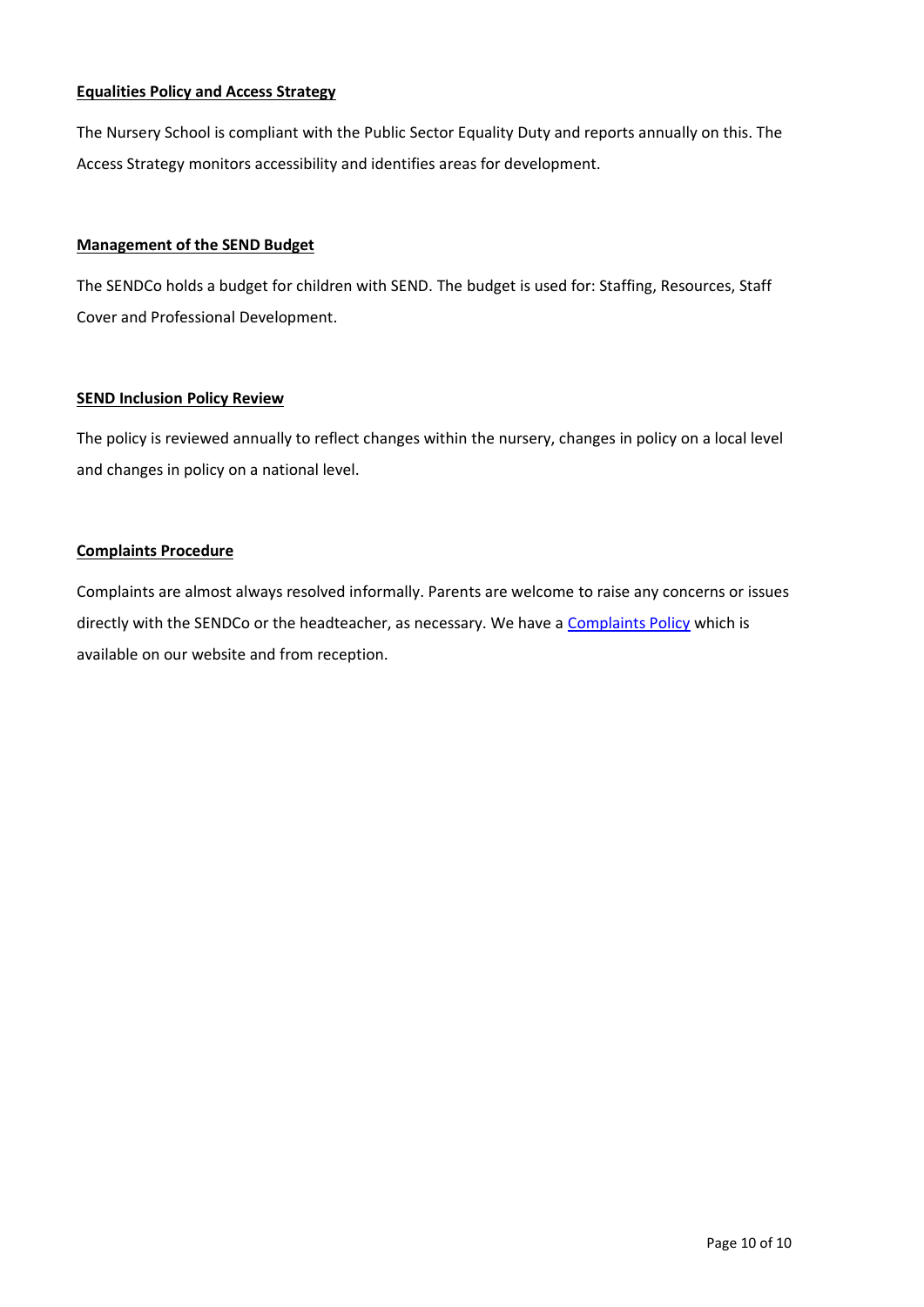**Equalities Policy and Access Strategy**

The Nursery School is compliant with the Public Sector Equality Duty and reports annually on this. The Access Strategy monitors accessibility and identifies areas for development.

**Management of the SEND Budget**

The SENDCo holds a budget for children with SEND. The budget is used for: Staffing, Resources, Staff Cover and Professional Development.

**SEND Inclusion Policy Review**

The policy is reviewed annually to reflect changes within the nursery, changes in policy on a local level and changes in policy on a national level.

**Complaints Procedure**

Complaints are almost always resolved informally. Parents are welcome to raise any concerns or issues directly with the SENDCo or the headteacher, as necessary. We have a Complaints Policy which is available on our website and from reception.